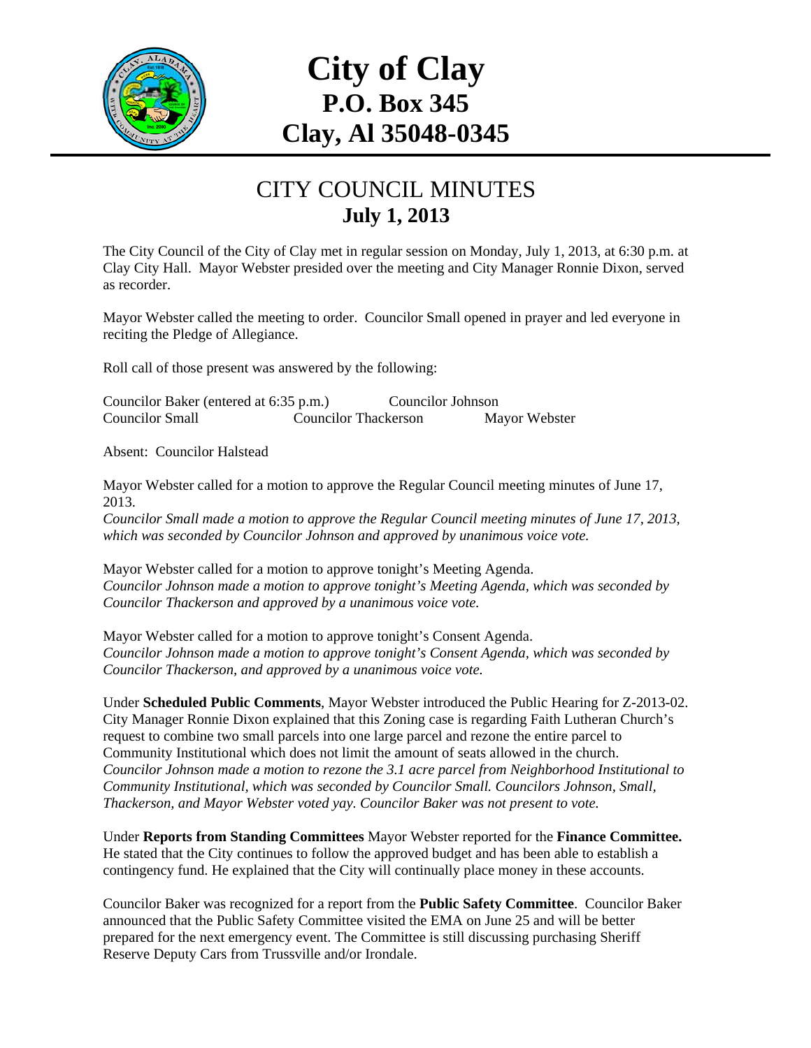# City of Clay
## P.O. Box 345
## Clay, Al 35048-0345

## CITY COUNCIL MINUTES
### July 1, 2013

The City Council of the City of Clay met in regular session on Monday, July 1, 2013, at 6:30 p.m. at Clay City Hall. Mayor Webster presided over the meeting and City Manager Ronnie Dixon, served as recorder.

Mayor Webster called the meeting to order. Councilor Small opened in prayer and led everyone in reciting the Pledge of Allegiance.

Roll call of those present was answered by the following:

Councilor Baker (entered at 6:35 p.m.) Councilor Johnson
Councilor Small Councilor Thackerson Mayor Webster

Absent: Councilor Halstead

Mayor Webster called for a motion to approve the Regular Council meeting minutes of June 17, 2013.
*Councilor Small made a motion to approve the Regular Council meeting minutes of June 17, 2013, which was seconded by Councilor Johnson and approved by unanimous voice vote.*

Mayor Webster called for a motion to approve tonight's Meeting Agenda.
*Councilor Johnson made a motion to approve tonight's Meeting Agenda, which was seconded by Councilor Thackerson and approved by a unanimous voice vote.*

Mayor Webster called for a motion to approve tonight's Consent Agenda.
*Councilor Johnson made a motion to approve tonight's Consent Agenda, which was seconded by Councilor Thackerson, and approved by a unanimous voice vote.*

Under **Scheduled Public Comments**, Mayor Webster introduced the Public Hearing for Z-2013-02. City Manager Ronnie Dixon explained that this Zoning case is regarding Faith Lutheran Church's request to combine two small parcels into one large parcel and rezone the entire parcel to Community Institutional which does not limit the amount of seats allowed in the church.
*Councilor Johnson made a motion to rezone the 3.1 acre parcel from Neighborhood Institutional to Community Institutional, which was seconded by Councilor Small. Councilors Johnson, Small, Thackerson, and Mayor Webster voted yay. Councilor Baker was not present to vote.*

Under **Reports from Standing Committees** Mayor Webster reported for the **Finance Committee.** He stated that the City continues to follow the approved budget and has been able to establish a contingency fund. He explained that the City will continually place money in these accounts.

Councilor Baker was recognized for a report from the **Public Safety Committee**. Councilor Baker announced that the Public Safety Committee visited the EMA on June 25 and will be better prepared for the next emergency event. The Committee is still discussing purchasing Sheriff Reserve Deputy Cars from Trussville and/or Irondale.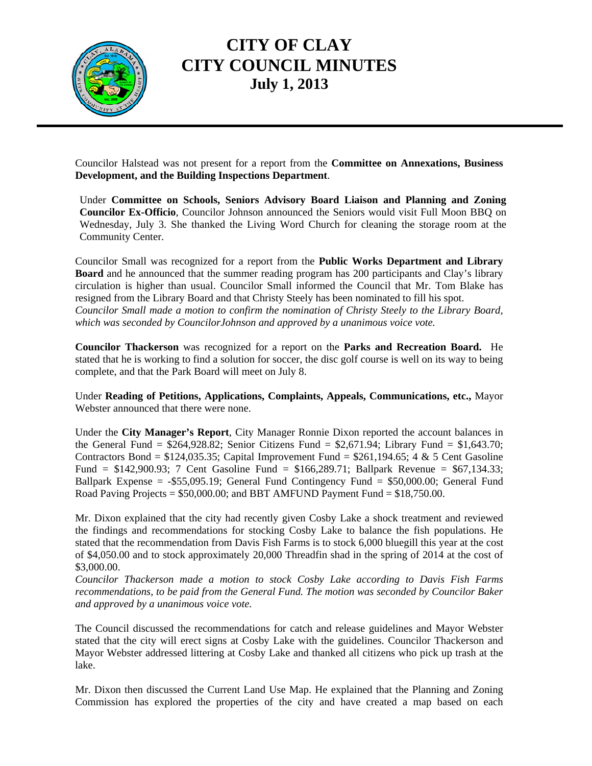# CITY OF CLAY
# CITY COUNCIL MINUTES
### July 1, 2013

Councilor Halstead was not present for a report from the **Committee on Annexations, Business Development, and the Building Inspections Department**.

Under **Committee on Schools, Seniors Advisory Board Liaison and Planning and Zoning Councilor Ex-Officio**, Councilor Johnson announced the Seniors would visit Full Moon BBQ on Wednesday, July 3. She thanked the Living Word Church for cleaning the storage room at the Community Center.

Councilor Small was recognized for a report from the **Public Works Department and Library Board** and he announced that the summer reading program has 200 participants and Clay's library circulation is higher than usual. Councilor Small informed the Council that Mr. Tom Blake has resigned from the Library Board and that Christy Steely has been nominated to fill his spot.
*Councilor Small made a motion to confirm the nomination of Christy Steely to the Library Board, which was seconded by CouncilorJohnson and approved by a unanimous voice vote.*

**Councilor Thackerson** was recognized for a report on the **Parks and Recreation Board.** He stated that he is working to find a solution for soccer, the disc golf course is well on its way to being complete, and that the Park Board will meet on July 8.

Under **Reading of Petitions, Applications, Complaints, Appeals, Communications, etc.,** Mayor Webster announced that there were none.

Under the **City Manager's Report**, City Manager Ronnie Dixon reported the account balances in the General Fund = $264,928.82; Senior Citizens Fund = $2,671.94; Library Fund = $1,643.70; Contractors Bond = $124,035.35; Capital Improvement Fund = $261,194.65; 4 & 5 Cent Gasoline Fund = $142,900.93; 7 Cent Gasoline Fund = $166,289.71; Ballpark Revenue = $67,134.33; Ballpark Expense = -$55,095.19; General Fund Contingency Fund = $50,000.00; General Fund Road Paving Projects = $50,000.00; and BBT AMFUND Payment Fund = $18,750.00.

Mr. Dixon explained that the city had recently given Cosby Lake a shock treatment and reviewed the findings and recommendations for stocking Cosby Lake to balance the fish populations. He stated that the recommendation from Davis Fish Farms is to stock 6,000 bluegill this year at the cost of $4,050.00 and to stock approximately 20,000 Threadfin shad in the spring of 2014 at the cost of $3,000.00.
*Councilor Thackerson made a motion to stock Cosby Lake according to Davis Fish Farms recommendations, to be paid from the General Fund. The motion was seconded by Councilor Baker and approved by a unanimous voice vote.*

The Council discussed the recommendations for catch and release guidelines and Mayor Webster stated that the city will erect signs at Cosby Lake with the guidelines. Councilor Thackerson and Mayor Webster addressed littering at Cosby Lake and thanked all citizens who pick up trash at the lake.

Mr. Dixon then discussed the Current Land Use Map. He explained that the Planning and Zoning Commission has explored the properties of the city and have created a map based on each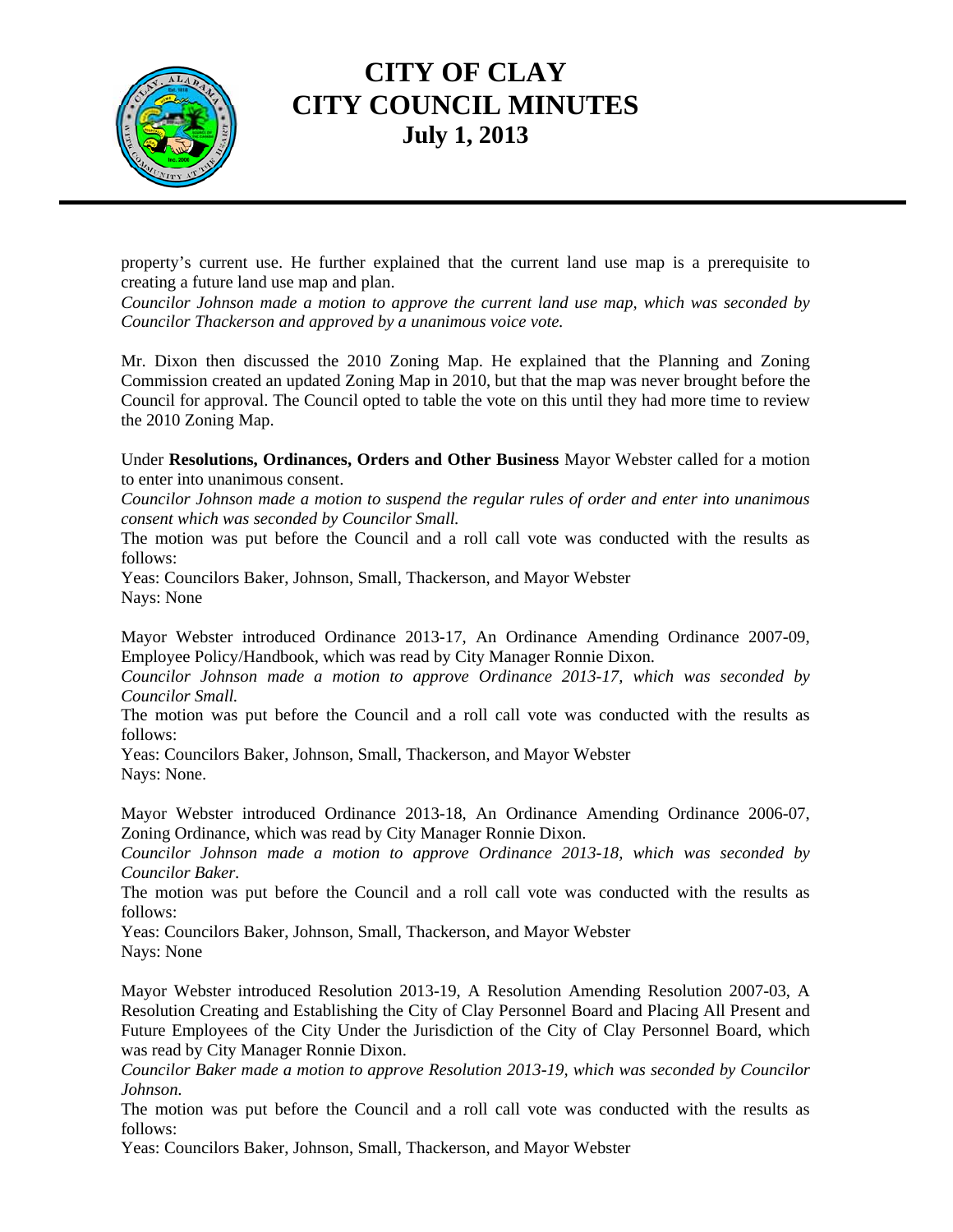property's current use. He further explained that the current land use map is a prerequisite to creating a future land use map and plan.

*Councilor Johnson made a motion to approve the current land use map, which was seconded by Councilor Thackerson and approved by a unanimous voice vote.*

Mr. Dixon then discussed the 2010 Zoning Map. He explained that the Planning and Zoning Commission created an updated Zoning Map in 2010, but that the map was never brought before the Council for approval. The Council opted to table the vote on this until they had more time to review the 2010 Zoning Map.

Under **Resolutions, Ordinances, Orders and Other Business** Mayor Webster called for a motion to enter into unanimous consent.

*Councilor Johnson made a motion to suspend the regular rules of order and enter into unanimous consent which was seconded by Councilor Small.*

The motion was put before the Council and a roll call vote was conducted with the results as follows:

Yeas: Councilors Baker, Johnson, Small, Thackerson, and Mayor Webster
Nays: None

Mayor Webster introduced Ordinance 2013-17, An Ordinance Amending Ordinance 2007-09, Employee Policy/Handbook, which was read by City Manager Ronnie Dixon.

*Councilor Johnson made a motion to approve Ordinance 2013-17, which was seconded by Councilor Small.*

The motion was put before the Council and a roll call vote was conducted with the results as follows:

Yeas: Councilors Baker, Johnson, Small, Thackerson, and Mayor Webster
Nays: None.

Mayor Webster introduced Ordinance 2013-18, An Ordinance Amending Ordinance 2006-07, Zoning Ordinance, which was read by City Manager Ronnie Dixon.

*Councilor Johnson made a motion to approve Ordinance 2013-18, which was seconded by Councilor Baker.*

The motion was put before the Council and a roll call vote was conducted with the results as follows:

Yeas: Councilors Baker, Johnson, Small, Thackerson, and Mayor Webster
Nays: None

Mayor Webster introduced Resolution 2013-19, A Resolution Amending Resolution 2007-03, A Resolution Creating and Establishing the City of Clay Personnel Board and Placing All Present and Future Employees of the City Under the Jurisdiction of the City of Clay Personnel Board, which was read by City Manager Ronnie Dixon.

*Councilor Baker made a motion to approve Resolution 2013-19, which was seconded by Councilor Johnson.*

The motion was put before the Council and a roll call vote was conducted with the results as follows:

Yeas: Councilors Baker, Johnson, Small, Thackerson, and Mayor Webster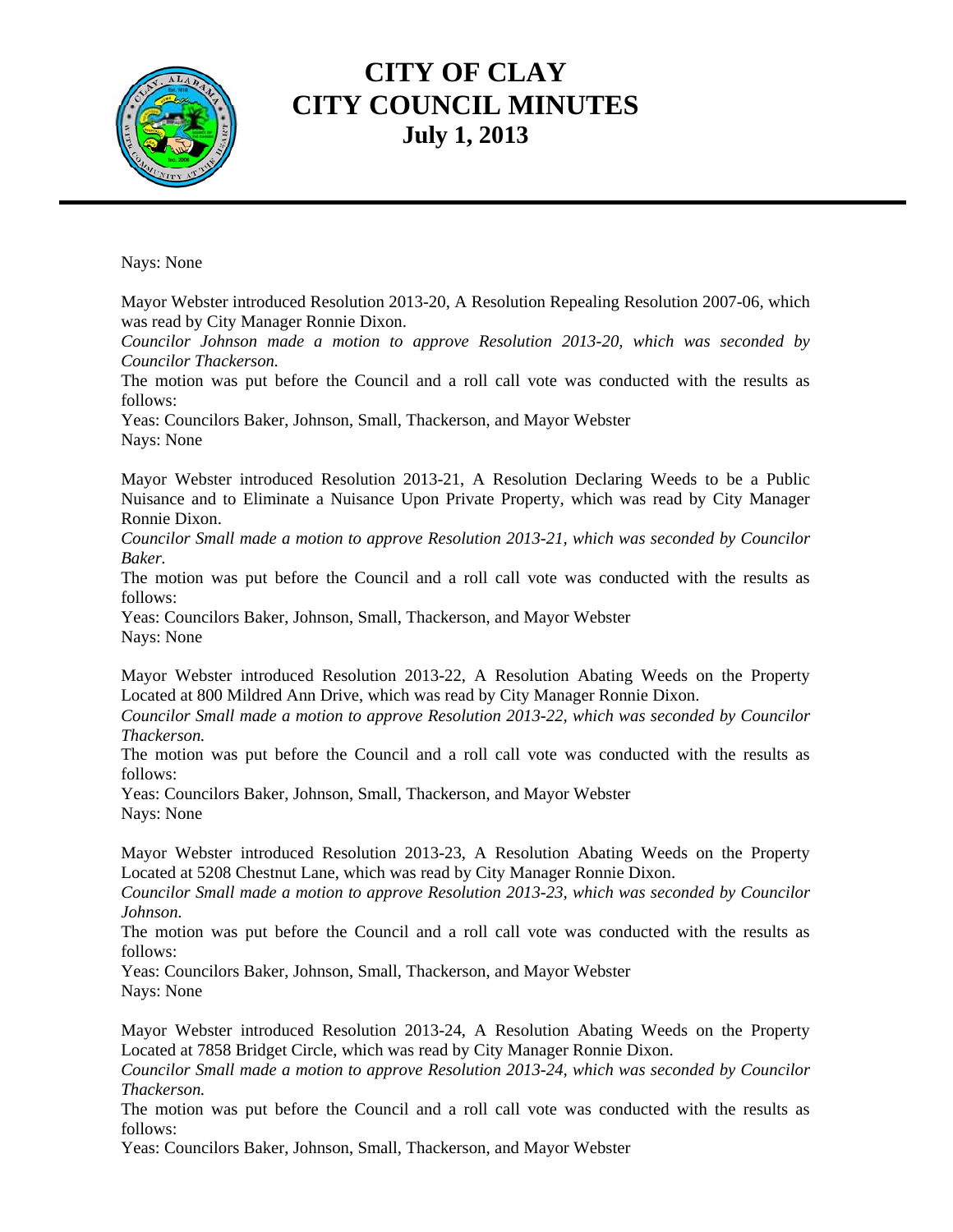Nays: None

Mayor Webster introduced Resolution 2013-20, A Resolution Repealing Resolution 2007-06, which was read by City Manager Ronnie Dixon.

*Councilor Johnson made a motion to approve Resolution 2013-20, which was seconded by Councilor Thackerson.*

The motion was put before the Council and a roll call vote was conducted with the results as follows:

Yeas: Councilors Baker, Johnson, Small, Thackerson, and Mayor Webster

Nays: None

Mayor Webster introduced Resolution 2013-21, A Resolution Declaring Weeds to be a Public Nuisance and to Eliminate a Nuisance Upon Private Property, which was read by City Manager Ronnie Dixon.

*Councilor Small made a motion to approve Resolution 2013-21, which was seconded by Councilor Baker.*

The motion was put before the Council and a roll call vote was conducted with the results as follows:

Yeas: Councilors Baker, Johnson, Small, Thackerson, and Mayor Webster

Nays: None

Mayor Webster introduced Resolution 2013-22, A Resolution Abating Weeds on the Property Located at 800 Mildred Ann Drive, which was read by City Manager Ronnie Dixon.

*Councilor Small made a motion to approve Resolution 2013-22, which was seconded by Councilor Thackerson.*

The motion was put before the Council and a roll call vote was conducted with the results as follows:

Yeas: Councilors Baker, Johnson, Small, Thackerson, and Mayor Webster

Nays: None

Mayor Webster introduced Resolution 2013-23, A Resolution Abating Weeds on the Property Located at 5208 Chestnut Lane, which was read by City Manager Ronnie Dixon.

*Councilor Small made a motion to approve Resolution 2013-23, which was seconded by Councilor Johnson.*

The motion was put before the Council and a roll call vote was conducted with the results as follows:

Yeas: Councilors Baker, Johnson, Small, Thackerson, and Mayor Webster

Nays: None

Mayor Webster introduced Resolution 2013-24, A Resolution Abating Weeds on the Property Located at 7858 Bridget Circle, which was read by City Manager Ronnie Dixon.

*Councilor Small made a motion to approve Resolution 2013-24, which was seconded by Councilor Thackerson.*

The motion was put before the Council and a roll call vote was conducted with the results as follows:

Yeas: Councilors Baker, Johnson, Small, Thackerson, and Mayor Webster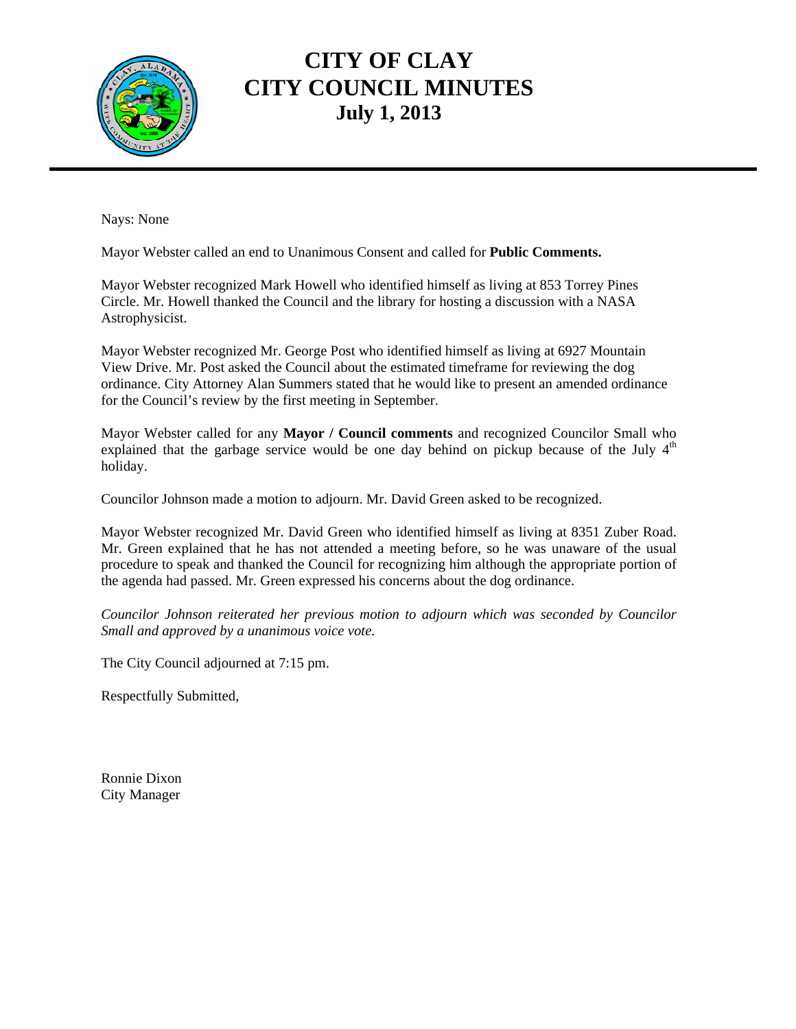# CITY OF CLAY
# CITY COUNCIL MINUTES
## July 1, 2013

Nays: None

Mayor Webster called an end to Unanimous Consent and called for **Public Comments.**

Mayor Webster recognized Mark Howell who identified himself as living at 853 Torrey Pines Circle. Mr. Howell thanked the Council and the library for hosting a discussion with a NASA Astrophysicist.

Mayor Webster recognized Mr. George Post who identified himself as living at 6927 Mountain View Drive. Mr. Post asked the Council about the estimated timeframe for reviewing the dog ordinance. City Attorney Alan Summers stated that he would like to present an amended ordinance for the Council's review by the first meeting in September.

Mayor Webster called for any **Mayor / Council comments** and recognized Councilor Small who explained that the garbage service would be one day behind on pickup because of the July 4th holiday.

Councilor Johnson made a motion to adjourn. Mr. David Green asked to be recognized.

Mayor Webster recognized Mr. David Green who identified himself as living at 8351 Zuber Road. Mr. Green explained that he has not attended a meeting before, so he was unaware of the usual procedure to speak and thanked the Council for recognizing him although the appropriate portion of the agenda had passed. Mr. Green expressed his concerns about the dog ordinance.

*Councilor Johnson reiterated her previous motion to adjourn which was seconded by Councilor Small and approved by a unanimous voice vote.*

The City Council adjourned at 7:15 pm.

Respectfully Submitted,

Ronnie Dixon
City Manager